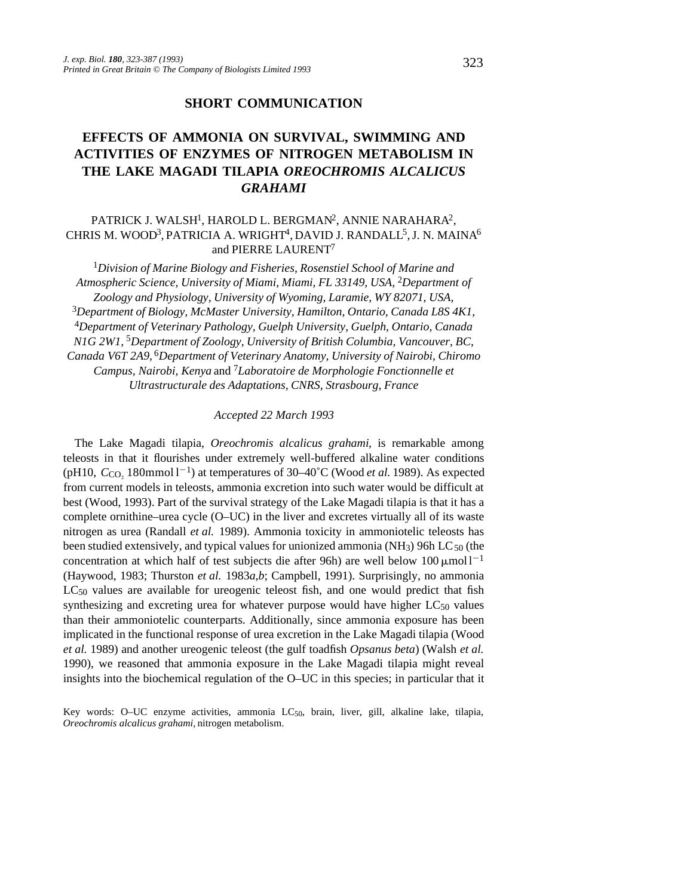SHORT COMMUNICATION

# EFFECTS OF AMMONIA ON SURVIVAL, SWIMMING AND ACTIVITIES OF ENZYMES OF NITROGEN METABOLISM IN THE LAKE MAGADI TILAPIA *OREOCHROMIS ALCALICUS GRAHAMI*

PATRICK J. WALSH[1], HAROLD L. BERGMAN[2], ANNIE NARAHARA[2], CHRIS M. WOOD[3], PATRICIA A. WRIGHT[4], DAVID J. RANDALL[5], J. N. MAINA[6] and PIERRE LAURENT[7]

[1]*Division of Marine Biology and Fisheries, Rosenstiel School of Marine and Atmospheric Science, University of Miami, Miami, FL 33149, USA,* [2]*Department of Zoology and Physiology, University of Wyoming, Laramie, WY 82071, USA,* [3]*Department of Biology, McMaster University, Hamilton, Ontario, Canada L8S 4K1,* [4]*Department of Veterinary Pathology, Guelph University, Guelph, Ontario, Canada N1G 2W1,* [5]*Department of Zoology, University of British Columbia, Vancouver, BC, Canada V6T 2A9,* [6]*Department of Veterinary Anatomy, University of Nairobi, Chiromo Campus, Nairobi, Kenya* and [7]*Laboratoire de Morphologie Fonctionnelle et Ultrastructurale des Adaptations, CNRS, Strasbourg, France*

*Accepted 22 March 1993*

The Lake Magadi tilapia, *Oreochromis alcalicus grahami*, is remarkable among teleosts in that it flourishes under extremely well-buffered alkaline water conditions (pH10, $C_{CO_2}$ 180 mmol l$^{-1}$) at temperatures of 30–40˚C (Wood *et al.* 1989). As expected from current models in teleosts, ammonia excretion into such water would be difficult at best (Wood, 1993). Part of the survival strategy of the Lake Magadi tilapia is that it has a complete ornithine–urea cycle (O–UC) in the liver and excretes virtually all of its waste nitrogen as urea (Randall *et al.* 1989). Ammonia toxicity in ammoniotelic teleosts has been studied extensively, and typical values for unionized ammonia ($NH_3$) 96h $LC_{50}$ (the concentration at which half of test subjects die after 96h) are well below 100 μmol l$^{-1}$ (Haywood, 1983; Thurston *et al.* 1983*a*,*b*; Campbell, 1991). Surprisingly, no ammonia $LC_{50}$ values are available for ureogenic teleost fish, and one would predict that fish synthesizing and excreting urea for whatever purpose would have higher $LC_{50}$ values than their ammoniotelic counterparts. Additionally, since ammonia exposure has been implicated in the functional response of urea excretion in the Lake Magadi tilapia (Wood *et al.* 1989) and another ureogenic teleost (the gulf toadfish *Opsanus beta*) (Walsh *et al.* 1990), we reasoned that ammonia exposure in the Lake Magadi tilapia might reveal insights into the biochemical regulation of the O–UC in this species; in particular that it

Key words: O–UC enzyme activities, ammonia $LC_{50}$, brain, liver, gill, alkaline lake, tilapia, *Oreochromis alcalicus grahami*, nitrogen metabolism.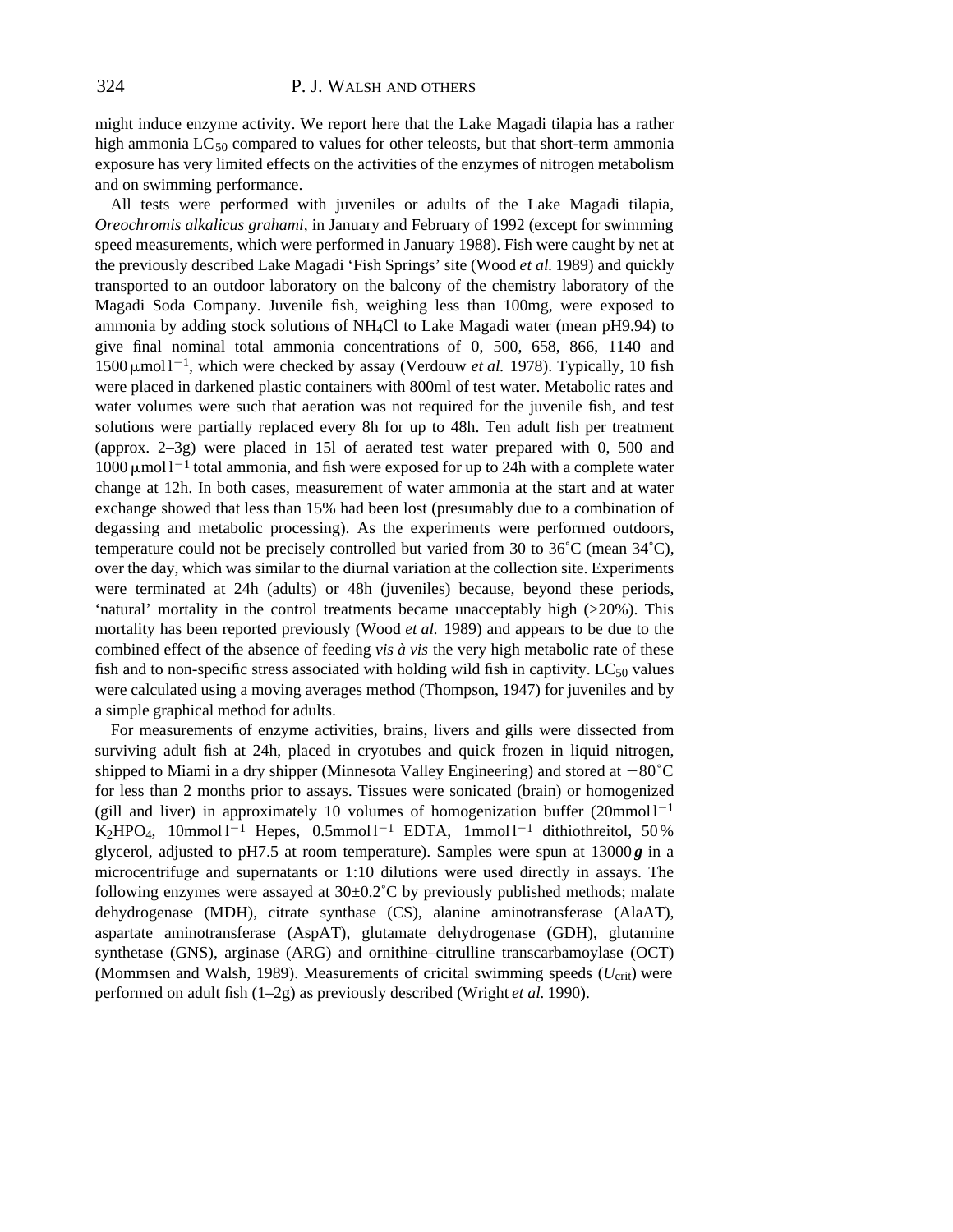might induce enzyme activity. We report here that the Lake Magadi tilapia has a rather high ammonia $LC_{50}$ compared to values for other teleosts, but that short-term ammonia exposure has very limited effects on the activities of the enzymes of nitrogen metabolism and on swimming performance.

All tests were performed with juveniles or adults of the Lake Magadi tilapia, *Oreochromis alkalicus grahami*, in January and February of 1992 (except for swimming speed measurements, which were performed in January 1988). Fish were caught by net at the previously described Lake Magadi 'Fish Springs' site (Wood *et al.* 1989) and quickly transported to an outdoor laboratory on the balcony of the chemistry laboratory of the Magadi Soda Company. Juvenile fish, weighing less than 100mg, were exposed to ammonia by adding stock solutions of $NH_4Cl$ to Lake Magadi water (mean pH9.94) to give final nominal total ammonia concentrations of 0, 500, 658, 866, 1140 and 1500 $\mu mol\,l^{-1}$, which were checked by assay (Verdouw *et al.* 1978). Typically, 10 fish were placed in darkened plastic containers with 800ml of test water. Metabolic rates and water volumes were such that aeration was not required for the juvenile fish, and test solutions were partially replaced every 8h for up to 48h. Ten adult fish per treatment (approx. 2–3g) were placed in 15l of aerated test water prepared with 0, 500 and 1000 $\mu mol\,l^{-1}$ total ammonia, and fish were exposed for up to 24h with a complete water change at 12h. In both cases, measurement of water ammonia at the start and at water exchange showed that less than 15% had been lost (presumably due to a combination of degassing and metabolic processing). As the experiments were performed outdoors, temperature could not be precisely controlled but varied from 30 to 36˚C (mean 34˚C), over the day, which was similar to the diurnal variation at the collection site. Experiments were terminated at 24h (adults) or 48h (juveniles) because, beyond these periods, 'natural' mortality in the control treatments became unacceptably high (>20%). This mortality has been reported previously (Wood *et al.* 1989) and appears to be due to the combined effect of the absence of feeding *vis à vis* the very high metabolic rate of these fish and to non-specific stress associated with holding wild fish in captivity. $LC_{50}$ values were calculated using a moving averages method (Thompson, 1947) for juveniles and by a simple graphical method for adults.

For measurements of enzyme activities, brains, livers and gills were dissected from surviving adult fish at 24h, placed in cryotubes and quick frozen in liquid nitrogen, shipped to Miami in a dry shipper (Minnesota Valley Engineering) and stored at −80˚C for less than 2 months prior to assays. Tissues were sonicated (brain) or homogenized (gill and liver) in approximately 10 volumes of homogenization buffer (20$mmol\,l^{-1}$ $K_2HPO_4$, 10$mmol\,l^{-1}$ Hepes, 0.5$mmol\,l^{-1}$ EDTA, 1$mmol\,l^{-1}$ dithiothreitol, 50% glycerol, adjusted to pH7.5 at room temperature). Samples were spun at 13000 ***g*** in a microcentrifuge and supernatants or 1:10 dilutions were used directly in assays. The following enzymes were assayed at 30±0.2˚C by previously published methods; malate dehydrogenase (MDH), citrate synthase (CS), alanine aminotransferase (AlaAT), aspartate aminotransferase (AspAT), glutamate dehydrogenase (GDH), glutamine synthetase (GNS), arginase (ARG) and ornithine–citrulline transcarbamoylase (OCT) (Mommsen and Walsh, 1989). Measurements of cricital swimming speeds ($U_{crit}$) were performed on adult fish (1–2g) as previously described (Wright *et al.* 1990).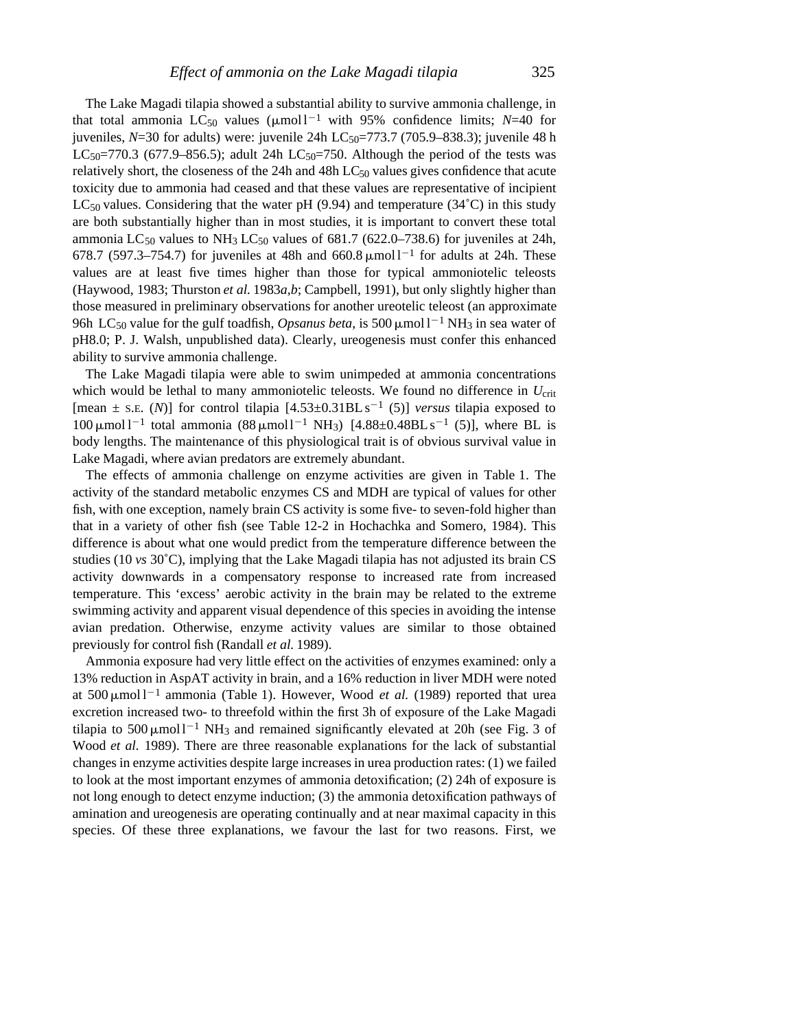The Lake Magadi tilapia showed a substantial ability to survive ammonia challenge, in that total ammonia $LC_{50}$ values ($\mu mol\,l^{-1}$ with 95% confidence limits; $N$=40 for juveniles, $N$=30 for adults) were: juvenile 24h $LC_{50}$=773.7 (705.9–838.3); juvenile 48 h $LC_{50}$=770.3 (677.9–856.5); adult 24h $LC_{50}$=750. Although the period of the tests was relatively short, the closeness of the 24h and 48h $LC_{50}$ values gives confidence that acute toxicity due to ammonia had ceased and that these values are representative of incipient $LC_{50}$ values. Considering that the water pH (9.94) and temperature (34˚C) in this study are both substantially higher than in most studies, it is important to convert these total ammonia $LC_{50}$ values to $NH_3$ $LC_{50}$ values of 681.7 (622.0–738.6) for juveniles at 24h, 678.7 (597.3–754.7) for juveniles at 48h and 660.8 $\mu mol\,l^{-1}$ for adults at 24h. These values are at least five times higher than those for typical ammoniotelic teleosts (Haywood, 1983; Thurston *et al.* 1983*a*,*b*; Campbell, 1991), but only slightly higher than those measured in preliminary observations for another ureotelic teleost (an approximate 96h $LC_{50}$ value for the gulf toadfish, *Opsanus beta*, is 500 $\mu mol\,l^{-1}$ $NH_3$ in sea water of pH8.0; P. J. Walsh, unpublished data). Clearly, ureogenesis must confer this enhanced ability to survive ammonia challenge.

The Lake Magadi tilapia were able to swim unimpeded at ammonia concentrations which would be lethal to many ammoniotelic teleosts. We found no difference in $U_{crit}$ [mean ± S.E. ($N$)] for control tilapia [4.53±0.31BL $s^{-1}$ (5)] *versus* tilapia exposed to 100 $\mu mol\,l^{-1}$ total ammonia (88 $\mu mol\,l^{-1}$ $NH_3$) [4.88±0.48BL $s^{-1}$ (5)], where BL is body lengths. The maintenance of this physiological trait is of obvious survival value in Lake Magadi, where avian predators are extremely abundant.

The effects of ammonia challenge on enzyme activities are given in Table 1. The activity of the standard metabolic enzymes CS and MDH are typical of values for other fish, with one exception, namely brain CS activity is some five- to seven-fold higher than that in a variety of other fish (see Table 12-2 in Hochachka and Somero, 1984). This difference is about what one would predict from the temperature difference between the studies (10 *vs* 30˚C), implying that the Lake Magadi tilapia has not adjusted its brain CS activity downwards in a compensatory response to increased rate from increased temperature. This 'excess' aerobic activity in the brain may be related to the extreme swimming activity and apparent visual dependence of this species in avoiding the intense avian predation. Otherwise, enzyme activity values are similar to those obtained previously for control fish (Randall *et al.* 1989).

Ammonia exposure had very little effect on the activities of enzymes examined: only a 13% reduction in AspAT activity in brain, and a 16% reduction in liver MDH were noted at 500 $\mu mol\,l^{-1}$ ammonia (Table 1). However, Wood *et al.* (1989) reported that urea excretion increased two- to threefold within the first 3h of exposure of the Lake Magadi tilapia to 500 $\mu mol\,l^{-1}$ $NH_3$ and remained significantly elevated at 20h (see Fig. 3 of Wood *et al.* 1989). There are three reasonable explanations for the lack of substantial changes in enzyme activities despite large increases in urea production rates: (1) we failed to look at the most important enzymes of ammonia detoxification; (2) 24h of exposure is not long enough to detect enzyme induction; (3) the ammonia detoxification pathways of amination and ureogenesis are operating continually and at near maximal capacity in this species. Of these three explanations, we favour the last for two reasons. First, we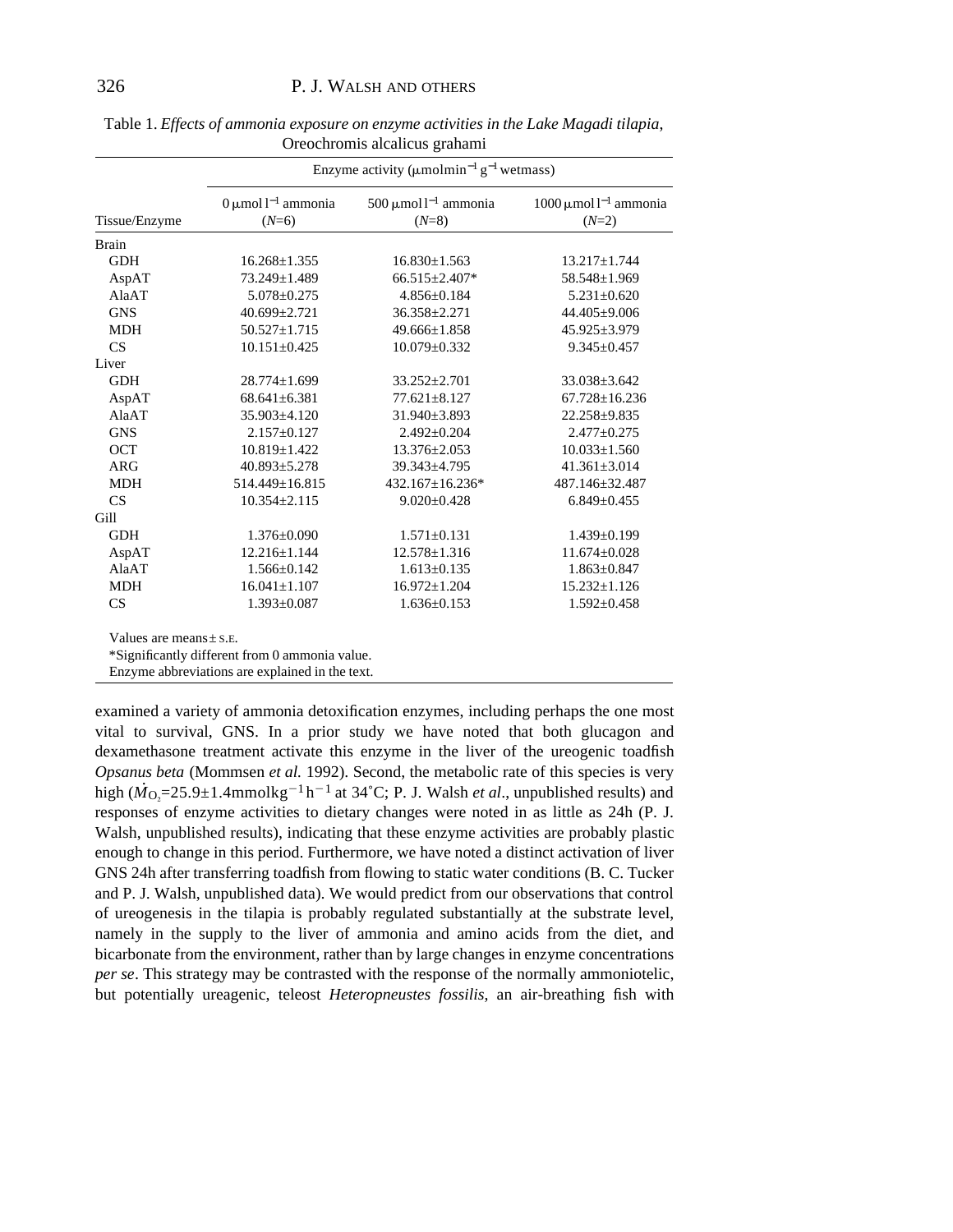Table 1. *Effects of ammonia exposure on enzyme activities in the Lake Magadi tilapia,* Oreochromis alcalicus grahami

| | Enzyme activity (μmol min$^{-1}$ g$^{-1}$ wet mass) | | |
|---|---|---|---|
| Tissue/Enzyme | 0 μmol l$^{-1}$ ammonia ($N$=6) | 500 μmol l$^{-1}$ ammonia ($N$=8) | 1000 μmol l$^{-1}$ ammonia ($N$=2) |
| Brain | | | |
| GDH | 16.268±1.355 | 16.830±1.563 | 13.217±1.744 |
| AspAT | 73.249±1.489 | 66.515±2.407* | 58.548±1.969 |
| AlaAT | 5.078±0.275 | 4.856±0.184 | 5.231±0.620 |
| GNS | 40.699±2.721 | 36.358±2.271 | 44.405±9.006 |
| MDH | 50.527±1.715 | 49.666±1.858 | 45.925±3.979 |
| CS | 10.151±0.425 | 10.079±0.332 | 9.345±0.457 |
| Liver | | | |
| GDH | 28.774±1.699 | 33.252±2.701 | 33.038±3.642 |
| AspAT | 68.641±6.381 | 77.621±8.127 | 67.728±16.236 |
| AlaAT | 35.903±4.120 | 31.940±3.893 | 22.258±9.835 |
| GNS | 2.157±0.127 | 2.492±0.204 | 2.477±0.275 |
| OCT | 10.819±1.422 | 13.376±2.053 | 10.033±1.560 |
| ARG | 40.893±5.278 | 39.343±4.795 | 41.361±3.014 |
| MDH | 514.449±16.815 | 432.167±16.236* | 487.146±32.487 |
| CS | 10.354±2.115 | 9.020±0.428 | 6.849±0.455 |
| Gill | | | |
| GDH | 1.376±0.090 | 1.571±0.131 | 1.439±0.199 |
| AspAT | 12.216±1.144 | 12.578±1.316 | 11.674±0.028 |
| AlaAT | 1.566±0.142 | 1.613±0.135 | 1.863±0.847 |
| MDH | 16.041±1.107 | 16.972±1.204 | 15.232±1.126 |
| CS | 1.393±0.087 | 1.636±0.153 | 1.592±0.458 |

Values are means ± S.E.

*Significantly different from 0 ammonia value.

Enzyme abbreviations are explained in the text.

examined a variety of ammonia detoxification enzymes, including perhaps the one most vital to survival, GNS. In a prior study we have noted that both glucagon and dexamethasone treatment activate this enzyme in the liver of the ureogenic toadfish *Opsanus beta* (Mommsen *et al.* 1992). Second, the metabolic rate of this species is very high ($\dot{M}_{O_2}$=25.9±1.4 mmol kg$^{-1}$ h$^{-1}$ at 34˚C; P. J. Walsh *et al*., unpublished results) and responses of enzyme activities to dietary changes were noted in as little as 24 h (P. J. Walsh, unpublished results), indicating that these enzyme activities are probably plastic enough to change in this period. Furthermore, we have noted a distinct activation of liver GNS 24 h after transferring toadfish from flowing to static water conditions (B. C. Tucker and P. J. Walsh, unpublished data). We would predict from our observations that control of ureogenesis in the tilapia is probably regulated substantially at the substrate level, namely in the supply to the liver of ammonia and amino acids from the diet, and bicarbonate from the environment, rather than by large changes in enzyme concentrations *per se*. This strategy may be contrasted with the response of the normally ammoniotelic, but potentially ureagenic, teleost *Heteropneustes fossilis*, an air-breathing fish with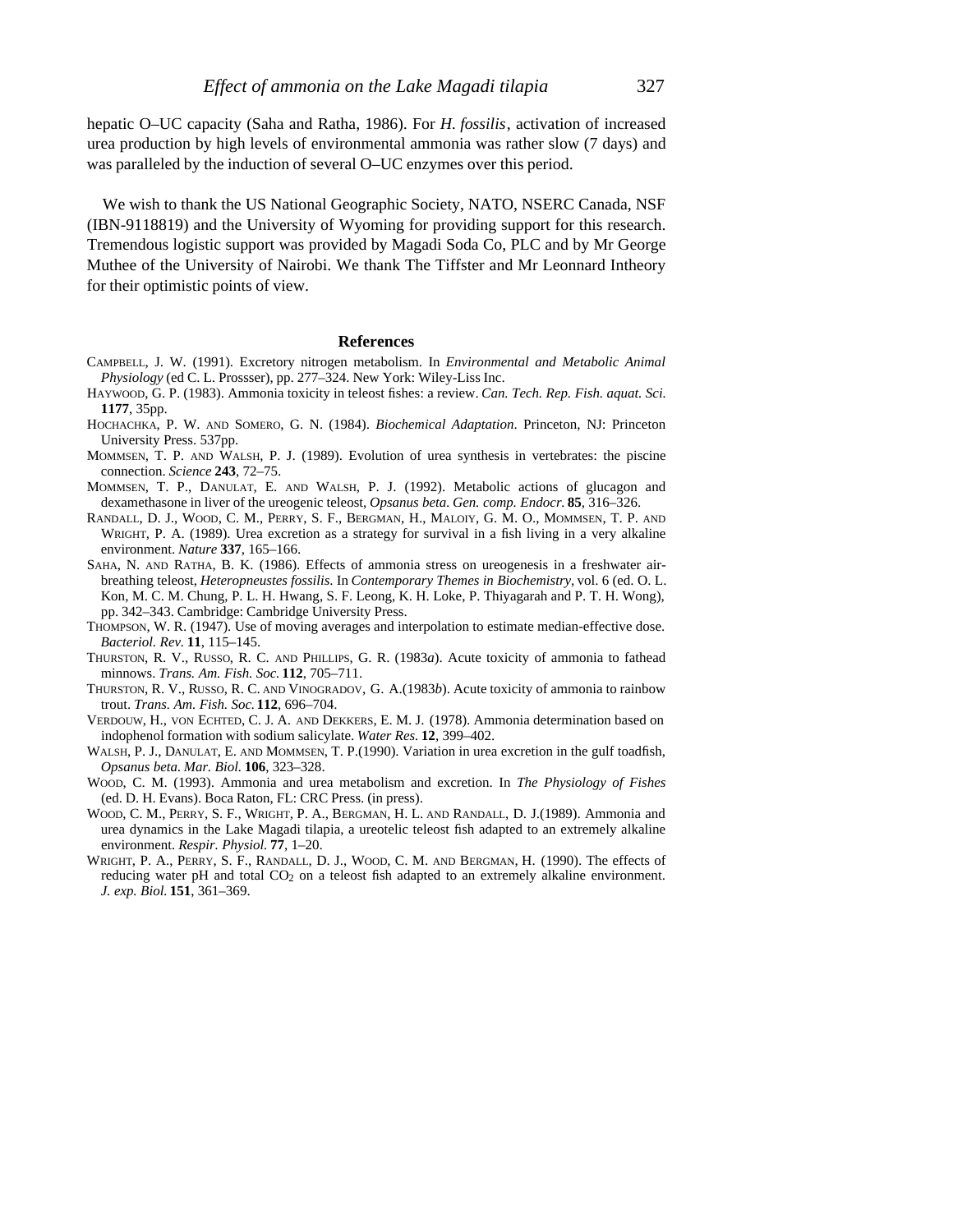hepatic O–UC capacity (Saha and Ratha, 1986). For *H. fossilis*, activation of increased urea production by high levels of environmental ammonia was rather slow (7 days) and was paralleled by the induction of several O–UC enzymes over this period.

We wish to thank the US National Geographic Society, NATO, NSERC Canada, NSF (IBN-9118819) and the University of Wyoming for providing support for this research. Tremendous logistic support was provided by Magadi Soda Co, PLC and by Mr George Muthee of the University of Nairobi. We thank The Tiffster and Mr Leonnard Intheory for their optimistic points of view.

## References

Campbell, J. W. (1991). Excretory nitrogen metabolism. In *Environmental and Metabolic Animal Physiology* (ed C. L. Prossser), pp. 277–324. New York: Wiley-Liss Inc.

Haywood, G. P. (1983). Ammonia toxicity in teleost fishes: a review. *Can. Tech. Rep. Fish. aquat. Sci.* **1177**, 35pp.

Hochachka, P. W. and Somero, G. N. (1984). *Biochemical Adaptation*. Princeton, NJ: Princeton University Press. 537pp.

Mommsen, T. P. and Walsh, P. J. (1989). Evolution of urea synthesis in vertebrates: the piscine connection. *Science* **243**, 72–75.

Mommsen, T. P., Danulat, E. and Walsh, P. J. (1992). Metabolic actions of glucagon and dexamethasone in liver of the ureogenic teleost, *Opsanus beta*. *Gen. comp. Endocr.* **85**, 316–326.

Randall, D. J., Wood, C. M., Perry, S. F., Bergman, H., Maloiy, G. M. O., Mommsen, T. P. and Wright, P. A. (1989). Urea excretion as a strategy for survival in a fish living in a very alkaline environment. *Nature* **337**, 165–166.

Saha, N. and Ratha, B. K. (1986). Effects of ammonia stress on ureogenesis in a freshwater air-breathing teleost, *Heteropneustes fossilis*. In *Contemporary Themes in Biochemistry*, vol. 6 (ed. O. L. Kon, M. C. M. Chung, P. L. H. Hwang, S. F. Leong, K. H. Loke, P. Thiyagarah and P. T. H. Wong), pp. 342–343. Cambridge: Cambridge University Press.

Thompson, W. R. (1947). Use of moving averages and interpolation to estimate median-effective dose. *Bacteriol. Rev.* **11**, 115–145.

Thurston, R. V., Russo, R. C. and Phillips, G. R. (1983*a*). Acute toxicity of ammonia to fathead minnows. *Trans. Am. Fish. Soc.* **112**, 705–711.

Thurston, R. V., Russo, R. C. and Vinogradov, G. A.(1983*b*). Acute toxicity of ammonia to rainbow trout. *Trans. Am. Fish. Soc.* **112**, 696–704.

Verdouw, H., von Echted, C. J. A. and Dekkers, E. M. J. (1978). Ammonia determination based on indophenol formation with sodium salicylate. *Water Res.* **12**, 399–402.

Walsh, P. J., Danulat, E. and Mommsen, T. P.(1990). Variation in urea excretion in the gulf toadfish, *Opsanus beta*. *Mar. Biol.* **106**, 323–328.

Wood, C. M. (1993). Ammonia and urea metabolism and excretion. In *The Physiology of Fishes* (ed. D. H. Evans). Boca Raton, FL: CRC Press. (in press).

Wood, C. M., Perry, S. F., Wright, P. A., Bergman, H. L. and Randall, D. J.(1989). Ammonia and urea dynamics in the Lake Magadi tilapia, a ureotelic teleost fish adapted to an extremely alkaline environment. *Respir. Physiol.* **77**, 1–20.

Wright, P. A., Perry, S. F., Randall, D. J., Wood, C. M. and Bergman, H. (1990). The effects of reducing water pH and total $CO_2$ on a teleost fish adapted to an extremely alkaline environment. *J. exp. Biol.* **151**, 361–369.